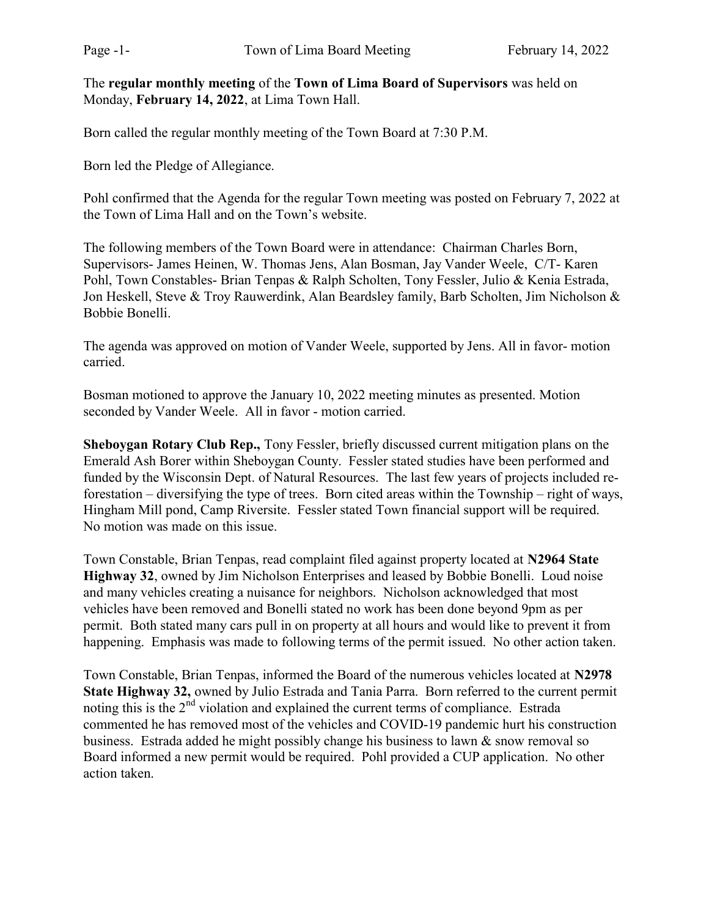The **regular monthly meeting** of the **Town of Lima Board of Supervisors** was held on Monday, **February 14, 2022**, at Lima Town Hall.

Born called the regular monthly meeting of the Town Board at 7:30 P.M.

Born led the Pledge of Allegiance.

Pohl confirmed that the Agenda for the regular Town meeting was posted on February 7, 2022 at the Town of Lima Hall and on the Town's website.

The following members of the Town Board were in attendance: Chairman Charles Born, Supervisors- James Heinen, W. Thomas Jens, Alan Bosman, Jay Vander Weele, C/T- Karen Pohl, Town Constables- Brian Tenpas & Ralph Scholten, Tony Fessler, Julio & Kenia Estrada, Jon Heskell, Steve & Troy Rauwerdink, Alan Beardsley family, Barb Scholten, Jim Nicholson & Bobbie Bonelli.

The agenda was approved on motion of Vander Weele, supported by Jens. All in favor- motion carried.

Bosman motioned to approve the January 10, 2022 meeting minutes as presented. Motion seconded by Vander Weele. All in favor - motion carried.

**Sheboygan Rotary Club Rep.,** Tony Fessler, briefly discussed current mitigation plans on the Emerald Ash Borer within Sheboygan County. Fessler stated studies have been performed and funded by the Wisconsin Dept. of Natural Resources. The last few years of projects included re-forestation – diversifying the type of trees. Born cited areas within the Township – right of ways, Hingham Mill pond, Camp Riversite. Fessler stated Town financial support will be required. No motion was made on this issue.

Town Constable, Brian Tenpas, read complaint filed against property located at **N2964 State Highway 32**, owned by Jim Nicholson Enterprises and leased by Bobbie Bonelli. Loud noise and many vehicles creating a nuisance for neighbors. Nicholson acknowledged that most vehicles have been removed and Bonelli stated no work has been done beyond 9pm as per permit. Both stated many cars pull in on property at all hours and would like to prevent it from happening. Emphasis was made to following terms of the permit issued. No other action taken.

Town Constable, Brian Tenpas, informed the Board of the numerous vehicles located at **N2978 State Highway 32,** owned by Julio Estrada and Tania Parra. Born referred to the current permit noting this is the 2nd violation and explained the current terms of compliance. Estrada commented he has removed most of the vehicles and COVID-19 pandemic hurt his construction business. Estrada added he might possibly change his business to lawn & snow removal so Board informed a new permit would be required. Pohl provided a CUP application. No other action taken.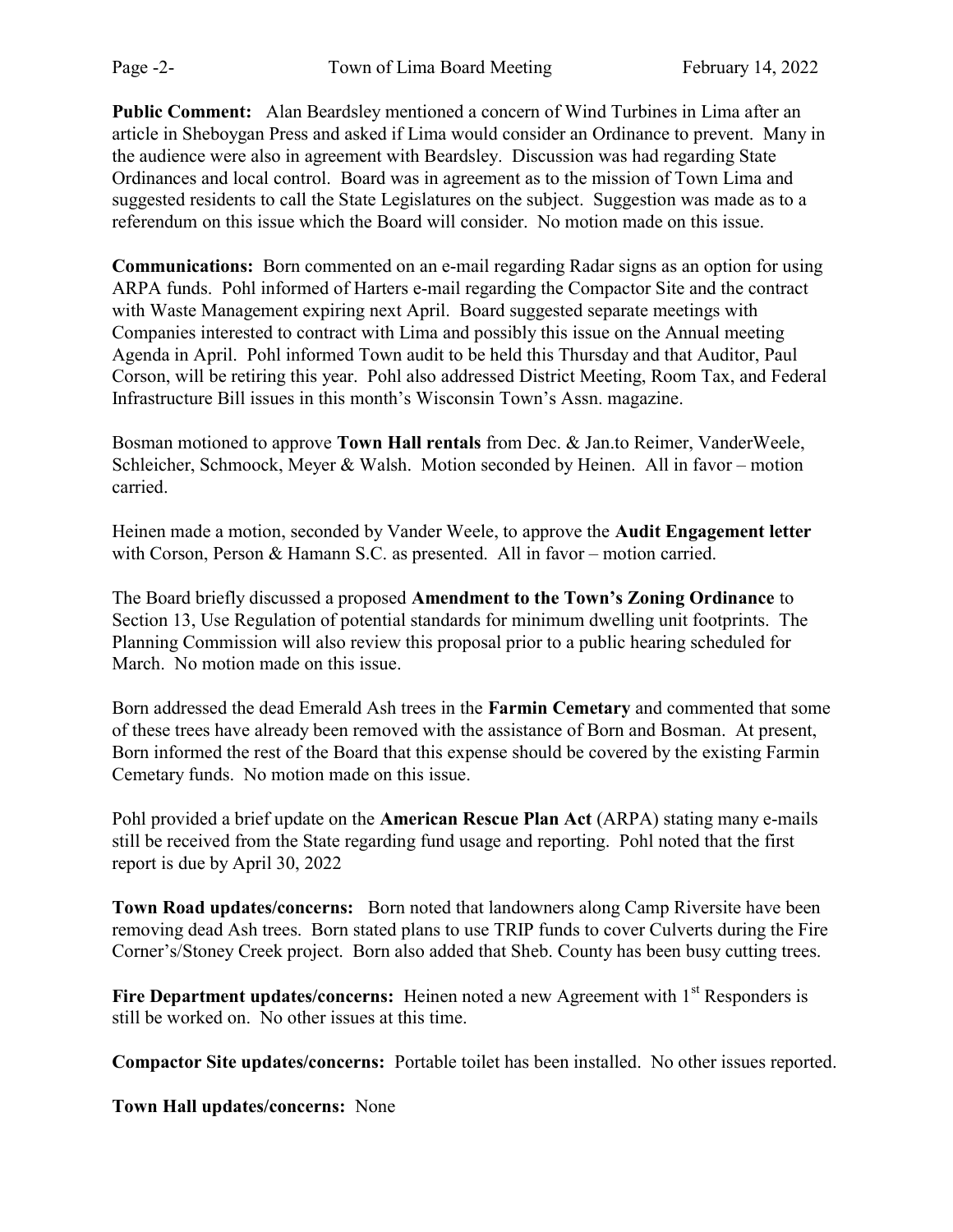**Public Comment:** Alan Beardsley mentioned a concern of Wind Turbines in Lima after an article in Sheboygan Press and asked if Lima would consider an Ordinance to prevent. Many in the audience were also in agreement with Beardsley. Discussion was had regarding State Ordinances and local control. Board was in agreement as to the mission of Town Lima and suggested residents to call the State Legislatures on the subject. Suggestion was made as to a referendum on this issue which the Board will consider. No motion made on this issue.

**Communications:** Born commented on an e-mail regarding Radar signs as an option for using ARPA funds. Pohl informed of Harters e-mail regarding the Compactor Site and the contract with Waste Management expiring next April. Board suggested separate meetings with Companies interested to contract with Lima and possibly this issue on the Annual meeting Agenda in April. Pohl informed Town audit to be held this Thursday and that Auditor, Paul Corson, will be retiring this year. Pohl also addressed District Meeting, Room Tax, and Federal Infrastructure Bill issues in this month's Wisconsin Town's Assn. magazine.

Bosman motioned to approve **Town Hall rentals** from Dec. & Jan.to Reimer, VanderWeele, Schleicher, Schmoock, Meyer & Walsh. Motion seconded by Heinen. All in favor – motion carried.

Heinen made a motion, seconded by Vander Weele, to approve the **Audit Engagement letter** with Corson, Person & Hamann S.C. as presented. All in favor – motion carried.

The Board briefly discussed a proposed **Amendment to the Town's Zoning Ordinance** to Section 13, Use Regulation of potential standards for minimum dwelling unit footprints. The Planning Commission will also review this proposal prior to a public hearing scheduled for March. No motion made on this issue.

Born addressed the dead Emerald Ash trees in the **Farmin Cemetary** and commented that some of these trees have already been removed with the assistance of Born and Bosman. At present, Born informed the rest of the Board that this expense should be covered by the existing Farmin Cemetary funds. No motion made on this issue.

Pohl provided a brief update on the **American Rescue Plan Act** (ARPA) stating many e-mails still be received from the State regarding fund usage and reporting. Pohl noted that the first report is due by April 30, 2022

**Town Road updates/concerns:** Born noted that landowners along Camp Riversite have been removing dead Ash trees. Born stated plans to use TRIP funds to cover Culverts during the Fire Corner's/Stoney Creek project. Born also added that Sheb. County has been busy cutting trees.

**Fire Department updates/concerns:** Heinen noted a new Agreement with 1st Responders is still be worked on. No other issues at this time.

**Compactor Site updates/concerns:** Portable toilet has been installed. No other issues reported.

**Town Hall updates/concerns:** None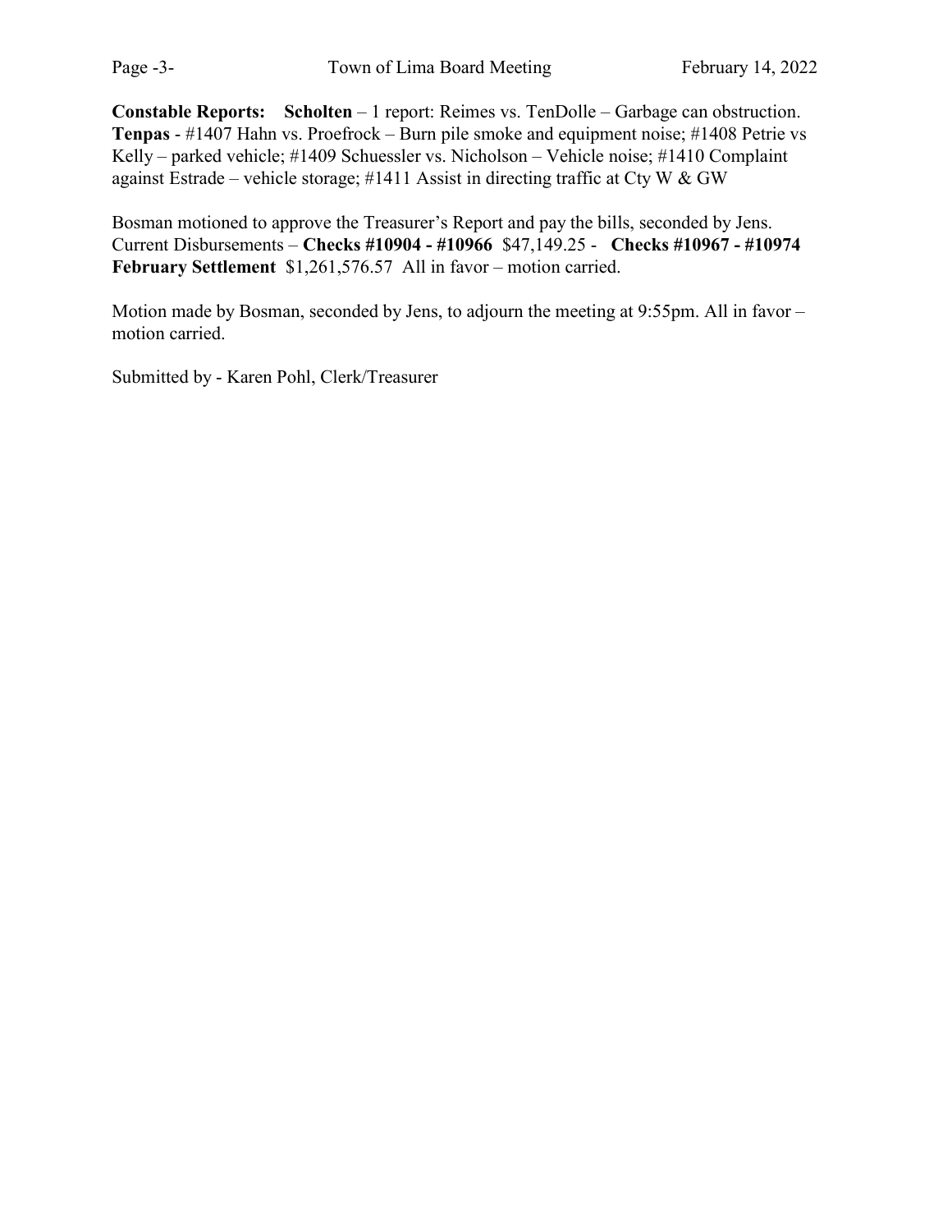**Constable Reports:** **Scholten** – 1 report: Reimes vs. TenDolle – Garbage can obstruction. **Tenpas** - #1407 Hahn vs. Proefrock – Burn pile smoke and equipment noise; #1408 Petrie vs Kelly – parked vehicle; #1409 Schuessler vs. Nicholson – Vehicle noise; #1410 Complaint against Estrade – vehicle storage; #1411 Assist in directing traffic at Cty W & GW

Bosman motioned to approve the Treasurer's Report and pay the bills, seconded by Jens. Current Disbursements – **Checks #10904 - #10966** $47,149.25 - **Checks #10967 - #10974 February Settlement** $1,261,576.57 All in favor – motion carried.

Motion made by Bosman, seconded by Jens, to adjourn the meeting at 9:55pm. All in favor – motion carried.

Submitted by - Karen Pohl, Clerk/Treasurer